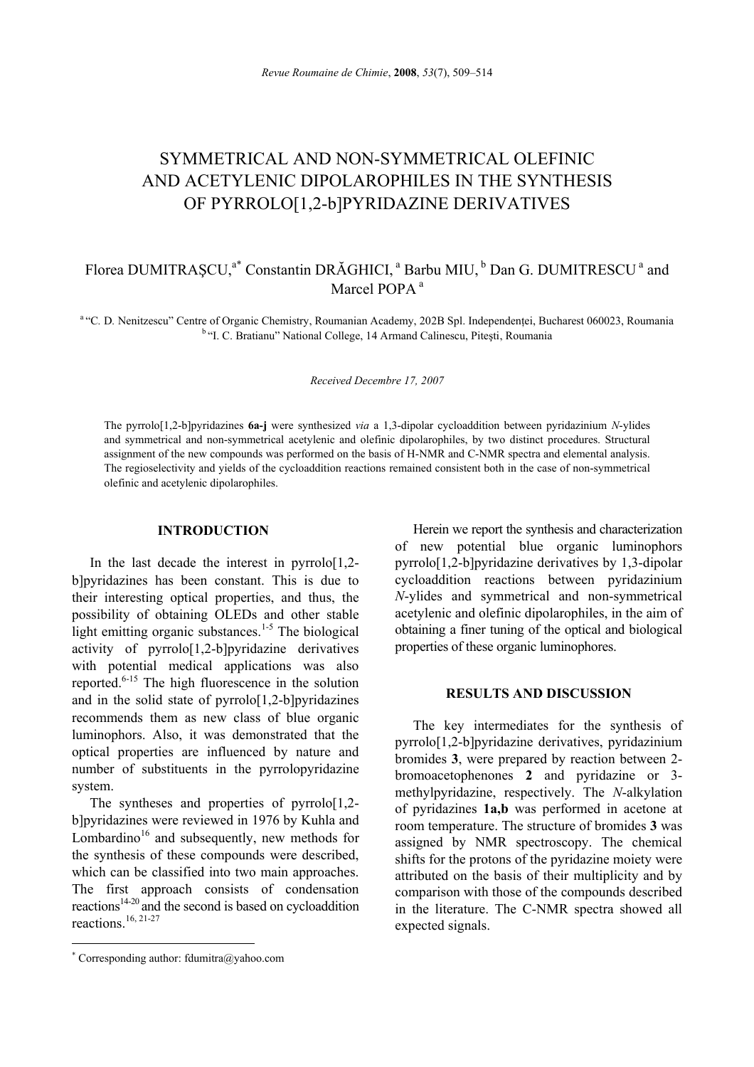# SYMMETRICAL AND NON-SYMMETRICAL OLEFINIC AND ACETYLENIC DIPOLAROPHILES IN THE SYNTHESIS OF PYRROLO[1,2-b]PYRIDAZINE DERIVATIVES

Florea DUMITRAŞCU,[a*] Constantin DRĂGHICI,[a] Barbu MIU,[b] Dan G. DUMITRESCU[a] and Marcel POPA[a]

[a] "C. D. Nenitzescu" Centre of Organic Chemistry, Roumanian Academy, 202B Spl. Independenţei, Bucharest 060023, Roumania
[b] "I. C. Bratianu" National College, 14 Armand Calinescu, Piteşti, Roumania

*Received Decembre 17, 2007*

The pyrrolo[1,2-b]pyridazines **6a-j** were synthesized *via* a 1,3-dipolar cycloaddition between pyridazinium *N*-ylides and symmetrical and non-symmetrical acetylenic and olefinic dipolarophiles, by two distinct procedures. Structural assignment of the new compounds was performed on the basis of H-NMR and C-NMR spectra and elemental analysis. The regioselectivity and yields of the cycloaddition reactions remained consistent both in the case of non-symmetrical olefinic and acetylenic dipolarophiles.

## INTRODUCTION

In the last decade the interest in pyrrolo[1,2-b]pyridazines has been constant. This is due to their interesting optical properties, and thus, the possibility of obtaining OLEDs and other stable light emitting organic substances.[1-5] The biological activity of pyrrolo[1,2-b]pyridazine derivatives with potential medical applications was also reported.[6-15] The high fluorescence in the solution and in the solid state of pyrrolo[1,2-b]pyridazines recommends them as new class of blue organic luminophors. Also, it was demonstrated that the optical properties are influenced by nature and number of substituents in the pyrrolopyridazine system.

The syntheses and properties of pyrrolo[1,2-b]pyridazines were reviewed in 1976 by Kuhla and Lombardino[16] and subsequently, new methods for the synthesis of these compounds were described, which can be classified into two main approaches. The first approach consists of condensation reactions[14-20] and the second is based on cycloaddition reactions.[16, 21-27]

Herein we report the synthesis and characterization of new potential blue organic luminophors pyrrolo[1,2-b]pyridazine derivatives by 1,3-dipolar cycloaddition reactions between pyridazinium *N*-ylides and symmetrical and non-symmetrical acetylenic and olefinic dipolarophiles, in the aim of obtaining a finer tuning of the optical and biological properties of these organic luminophores.

## RESULTS AND DISCUSSION

The key intermediates for the synthesis of pyrrolo[1,2-b]pyridazine derivatives, pyridazinium bromides **3**, were prepared by reaction between 2-bromoacetophenones **2** and pyridazine or 3-methylpyridazine, respectively. The *N*-alkylation of pyridazines **1a,b** was performed in acetone at room temperature. The structure of bromides **3** was assigned by NMR spectroscopy. The chemical shifts for the protons of the pyridazine moiety were attributed on the basis of their multiplicity and by comparison with those of the compounds described in the literature. The C-NMR spectra showed all expected signals.

* Corresponding author: fdumitra@yahoo.com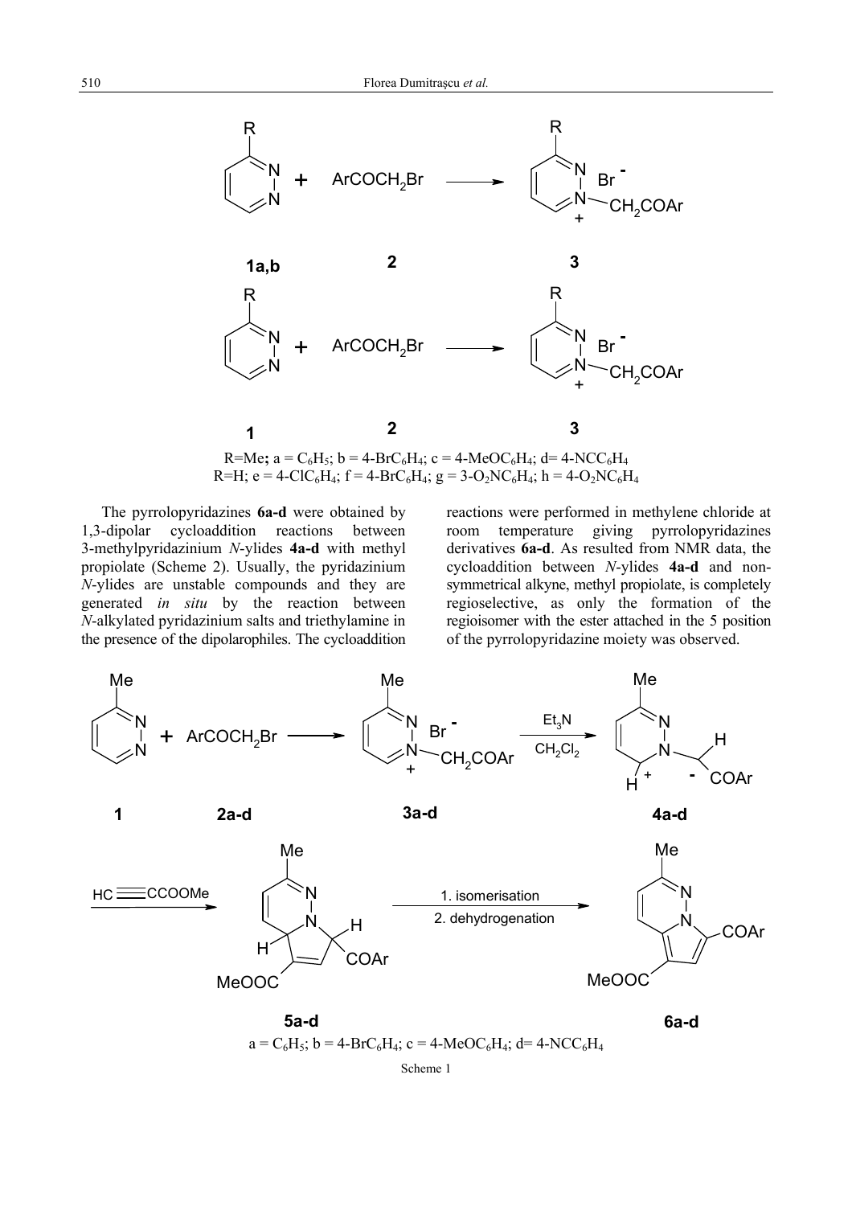R=Me; a = $C_6H_5$; b = 4-$BrC_6H_4$; c = 4-$MeOC_6H_4$; d= 4-$NCC_6H_4$
R=H; e = 4-$ClC_6H_4$; f = 4-$BrC_6H_4$; g = 3-$O_2NC_6H_4$; h = 4-$O_2NC_6H_4$

The pyrrolopyridazines **6a-d** were obtained by 1,3-dipolar cycloaddition reactions between 3-methylpyridazinium *N*-ylides **4a-d** with methyl propiolate (Scheme 2). Usually, the pyridazinium *N*-ylides are unstable compounds and they are generated *in situ* by the reaction between *N*-alkylated pyridazinium salts and triethylamine in the presence of the dipolarophiles. The cycloaddition reactions were performed in methylene chloride at room temperature giving pyrrolopyridazines derivatives **6a-d**. As resulted from NMR data, the cycloaddition between *N*-ylides **4a-d** and non-symmetrical alkyne, methyl propiolate, is completely regioselective, as only the formation of the regioisomer with the ester attached in the 5 position of the pyrrolopyridazine moiety was observed.

a = $C_6H_5$; b = 4-$BrC_6H_4$; c = 4-$MeOC_6H_4$; d= 4-$NCC_6H_4$

Scheme 1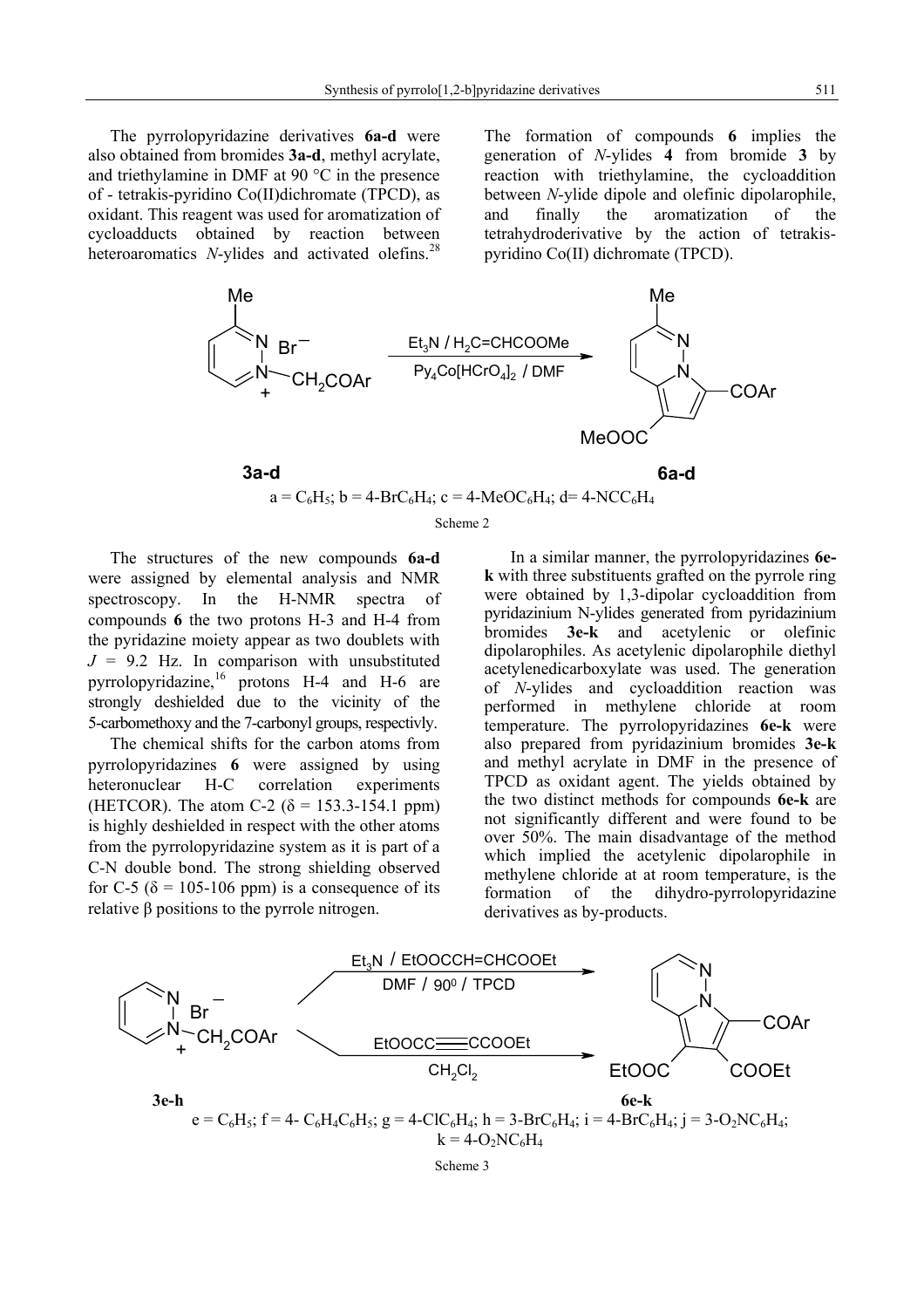The pyrrolopyridazine derivatives **6a-d** were also obtained from bromides **3a-d**, methyl acrylate, and triethylamine in DMF at 90 °C in the presence of - tetrakis-pyridino Co(II)dichromate (TPCD), as oxidant. This reagent was used for aromatization of cycloadducts obtained by reaction between heteroaromatics *N*-ylides and activated olefins.[28]

The formation of compounds **6** implies the generation of *N*-ylides **4** from bromide **3** by reaction with triethylamine, the cycloaddition between *N*-ylide dipole and olefinic dipolarophile, and finally the aromatization of the tetrahydroderivative by the action of tetrakis-pyridino Co(II) dichromate (TPCD).

**3a-d** → ($Et_3N$ / $H_2C$=CHCOOMe; $Py_4Co[HCrO_4]_2$ / DMF) → **6a-d**

a = $C_6H_5$; b = 4-$BrC_6H_4$; c = 4-$MeOC_6H_4$; d= 4-$NCC_6H_4$

Scheme 2

The structures of the new compounds **6a-d** were assigned by elemental analysis and NMR spectroscopy. In the H-NMR spectra of compounds **6** the two protons H-3 and H-4 from the pyridazine moiety appear as two doublets with $J$ = 9.2 Hz. In comparison with unsubstituted pyrrolopyridazine,[16] protons H-4 and H-6 are strongly deshielded due to the vicinity of the 5-carbomethoxy and the 7-carbonyl groups, respectivly.

The chemical shifts for the carbon atoms from pyrrolopyridazines **6** were assigned by using heteronuclear H-C correlation experiments (HETCOR). The atom C-2 (δ = 153.3-154.1 ppm) is highly deshielded in respect with the other atoms from the pyrrolopyridazine system as it is part of a C-N double bond. The strong shielding observed for C-5 (δ = 105-106 ppm) is a consequence of its relative β positions to the pyrrole nitrogen.

In a similar manner, the pyrrolopyridazines **6e-k** with three substituents grafted on the pyrrole ring were obtained by 1,3-dipolar cycloaddition from pyridazinium N-ylides generated from pyridazinium bromides **3e-k** and acetylenic or olefinic dipolarophiles. As acetylenic dipolarophile diethyl acetylenedicarboxylate was used. The generation of *N*-ylides and cycloaddition reaction was performed in methylene chloride at room temperature. The pyrrolopyridazines **6e-k** were also prepared from pyridazinium bromides **3e-k** and methyl acrylate in DMF in the presence of TPCD as oxidant agent. The yields obtained by the two distinct methods for compounds **6e-k** are not significantly different and were found to be over 50%. The main disadvantage of the method which implied the acetylenic dipolarophile in methylene chloride at at room temperature, is the formation of the dihydro-pyrrolopyridazine derivatives as by-products.

**3e-h** → ($Et_3N$ / EtOOCCH=CHCOOEt; DMF / 90° / TPCD) or (EtOOCC≡CCOOEt; $CH_2Cl_2$) → **6e-k**

e = $C_6H_5$; f = 4- $C_6H_4C_6H_5$; g = 4-$ClC_6H_4$; h = 3-$BrC_6H_4$; i = 4-$BrC_6H_4$; j = 3-$O_2NC_6H_4$; k = 4-$O_2NC_6H_4$

Scheme 3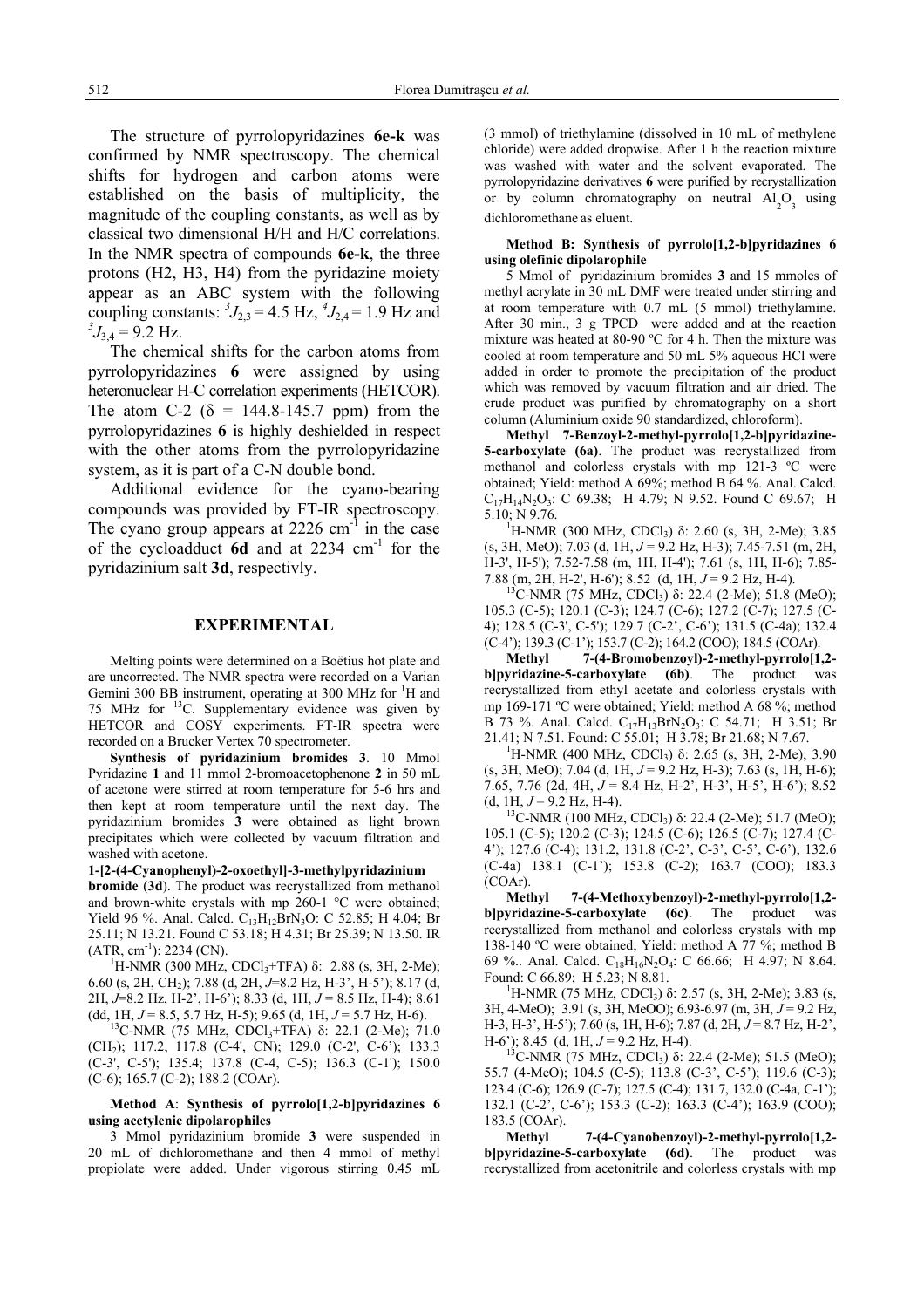The structure of pyrrolopyridazines **6e-k** was confirmed by NMR spectroscopy. The chemical shifts for hydrogen and carbon atoms were established on the basis of multiplicity, the magnitude of the coupling constants, as well as by classical two dimensional H/H and H/C correlations. In the NMR spectra of compounds **6e-k**, the three protons (H2, H3, H4) from the pyridazine moiety appear as an ABC system with the following coupling constants: $^{3}J_{2,3}$ = 4.5 Hz, $^{4}J_{2,4}$ = 1.9 Hz and $^{3}J_{3,4}$ = 9.2 Hz.

The chemical shifts for the carbon atoms from pyrrolopyridazines **6** were assigned by using heteronuclear H-C correlation experiments (HETCOR). The atom C-2 (δ = 144.8-145.7 ppm) from the pyrrolopyridazines **6** is highly deshielded in respect with the other atoms from the pyrrolopyridazine system, as it is part of a C-N double bond.

Additional evidence for the cyano-bearing compounds was provided by FT-IR spectroscopy. The cyano group appears at 2226 cm$^{-1}$ in the case of the cycloadduct **6d** and at 2234 cm$^{-1}$ for the pyridazinium salt **3d**, respectivly.

## EXPERIMENTAL

Melting points were determined on a Boëtius hot plate and are uncorrected. The NMR spectra were recorded on a Varian Gemini 300 BB instrument, operating at 300 MHz for $^{1}$H and 75 MHz for $^{13}$C. Supplementary evidence was given by HETCOR and COSY experiments. FT-IR spectra were recorded on a Brucker Vertex 70 spectrometer.

**Synthesis of pyridazinium bromides 3**. 10 Mmol Pyridazine **1** and 11 mmol 2-bromoacetophenone **2** in 50 mL of acetone were stirred at room temperature for 5-6 hrs and then kept at room temperature until the next day. The pyridazinium bromides **3** were obtained as light brown precipitates which were collected by vacuum filtration and washed with acetone.

**1-[2-(4-Cyanophenyl)-2-oxoethyl]-3-methylpyridazinium bromide** (**3d**). The product was recrystallized from methanol and brown-white crystals with mp 260-1 °C were obtained; Yield 96 %. Anal. Calcd. $C_{13}H_{12}BrN_3O$: C 52.85; H 4.04; Br 25.11; N 13.21. Found C 53.18; H 4.31; Br 25.39; N 13.50. IR (ATR, cm$^{-1}$): 2234 (CN).

$^{1}$H-NMR (300 MHz, $CDCl_3$+TFA) δ: 2.88 (s, 3H, 2-Me); 6.60 (s, 2H, $CH_2$); 7.88 (d, 2H, *J*=8.2 Hz, H-3', H-5'); 8.17 (d, 2H, *J*=8.2 Hz, H-2', H-6'); 8.33 (d, 1H, *J* = 8.5 Hz, H-4); 8.61 (dd, 1H, *J* = 8.5, 5.7 Hz, H-5); 9.65 (d, 1H, *J* = 5.7 Hz, H-6).

$^{13}$C-NMR (75 MHz, $CDCl_3$+TFA) δ: 22.1 (2-Me); 71.0 ($CH_2$); 117.2, 117.8 (C-4', CN); 129.0 (C-2', C-6'); 133.3 (C-3', C-5'); 135.4; 137.8 (C-4, C-5); 136.3 (C-1'); 150.0 (C-6); 165.7 (C-2); 188.2 (COAr).

**Method A**: **Synthesis of pyrrolo[1,2-b]pyridazines 6 using acetylenic dipolarophiles**

3 Mmol pyridazinium bromide **3** were suspended in 20 mL of dichloromethane and then 4 mmol of methyl propiolate were added. Under vigorous stirring 0.45 mL (3 mmol) of triethylamine (dissolved in 10 mL of methylene chloride) were added dropwise. After 1 h the reaction mixture was washed with water and the solvent evaporated. The pyrrolopyridazine derivatives **6** were purified by recrystallization or by column chromatography on neutral $Al_2O_3$ using dichloromethane as eluent.

**Method B: Synthesis of pyrrolo[1,2-b]pyridazines 6 using olefinic dipolarophile**

5 Mmol of pyridazinium bromides **3** and 15 mmoles of methyl acrylate in 30 mL DMF were treated under stirring and at room temperature with 0.7 mL (5 mmol) triethylamine. After 30 min., 3 g TPCD were added and at the reaction mixture was heated at 80-90 ºC for 4 h. Then the mixture was cooled at room temperature and 50 mL 5% aqueous HCl were added in order to promote the precipitation of the product which was removed by vacuum filtration and air dried. The crude product was purified by chromatography on a short column (Aluminium oxide 90 standardized, chloroform).

**Methyl 7-Benzoyl-2-methyl-pyrrolo[1,2-b]pyridazine-5-carboxylate (6a)**. The product was recrystallized from methanol and colorless crystals with mp 121-3 ºC were obtained; Yield: method A 69%; method B 64 %. Anal. Calcd. $C_{17}H_{14}N_2O_3$: C 69.38; H 4.79; N 9.52. Found C 69.67; H 5.10; N 9.76.

$^{1}$H-NMR (300 MHz, $CDCl_3$) δ: 2.60 (s, 3H, 2-Me); 3.85 (s, 3H, MeO); 7.03 (d, 1H, *J* = 9.2 Hz, H-3); 7.45-7.51 (m, 2H, H-3', H-5'); 7.52-7.58 (m, 1H, H-4'); 7.61 (s, 1H, H-6); 7.85-7.88 (m, 2H, H-2', H-6'); 8.52 (d, 1H, *J* = 9.2 Hz, H-4).

$^{13}$C-NMR (75 MHz, $CDCl_3$) δ: 22.4 (2-Me); 51.8 (MeO); 105.3 (C-5); 120.1 (C-3); 124.7 (C-6); 127.2 (C-7); 127.5 (C-4); 128.5 (C-3', C-5'); 129.7 (C-2', C-6'); 131.5 (C-4a); 132.4 (C-4'); 139.3 (C-1'); 153.7 (C-2); 164.2 (COO); 184.5 (COAr).

**Methyl 7-(4-Bromobenzoyl)-2-methyl-pyrrolo[1,2-b]pyridazine-5-carboxylate (6b)**. The product was recrystallized from ethyl acetate and colorless crystals with mp 169-171 ºC were obtained; Yield: method A 68 %; method B 73 %. Anal. Calcd. $C_{17}H_{13}BrN_2O_3$: C 54.71; H 3.51; Br 21.41; N 7.51. Found: C 55.01; H 3.78; Br 21.68; N 7.67.

$^{1}$H-NMR (400 MHz, $CDCl_3$) δ: 2.65 (s, 3H, 2-Me); 3.90 (s, 3H, MeO); 7.04 (d, 1H, *J* = 9.2 Hz, H-3); 7.63 (s, 1H, H-6); 7.65, 7.76 (2d, 4H, *J* = 8.4 Hz, H-2', H-3', H-5', H-6'); 8.52 (d, 1H, *J* = 9.2 Hz, H-4).

$^{13}$C-NMR (100 MHz, $CDCl_3$) δ: 22.4 (2-Me); 51.7 (MeO); 105.1 (C-5); 120.2 (C-3); 124.5 (C-6); 126.5 (C-7); 127.4 (C-4'); 127.6 (C-4); 131.2, 131.8 (C-2', C-3', C-5', C-6'); 132.6 (C-4a) 138.1 (C-1'); 153.8 (C-2); 163.7 (COO); 183.3 (COAr).

**Methyl 7-(4-Methoxybenzoyl)-2-methyl-pyrrolo[1,2-b]pyridazine-5-carboxylate (6c)**. The product was recrystallized from methanol and colorless crystals with mp 138-140 ºC were obtained; Yield: method A 77 %; method B 69 %.. Anal. Calcd. $C_{18}H_{16}N_2O_4$: C 66.66; H 4.97; N 8.64. Found: C 66.89; H 5.23; N 8.81.

$^{1}$H-NMR (75 MHz, $CDCl_3$) δ: 2.57 (s, 3H, 2-Me); 3.83 (s, 3H, 4-MeO); 3.91 (s, 3H, MeOO); 6.93-6.97 (m, 3H, *J* = 9.2 Hz, H-3, H-3', H-5'); 7.60 (s, 1H, H-6); 7.87 (d, 2H, *J* = 8.7 Hz, H-2', H-6'); 8.45 (d, 1H, *J* = 9.2 Hz, H-4).

$^{13}$C-NMR (75 MHz, $CDCl_3$) δ: 22.4 (2-Me); 51.5 (MeO); 55.7 (4-MeO); 104.5 (C-5); 113.8 (C-3', C-5'); 119.6 (C-3); 123.4 (C-6); 126.9 (C-7); 127.5 (C-4); 131.7, 132.0 (C-4a, C-1'); 132.1 (C-2', C-6'); 153.3 (C-2); 163.3 (C-4'); 163.9 (COO); 183.5 (COAr).

**Methyl 7-(4-Cyanobenzoyl)-2-methyl-pyrrolo[1,2-b]pyridazine-5-carboxylate (6d)**. The product was recrystallized from acetonitrile and colorless crystals with mp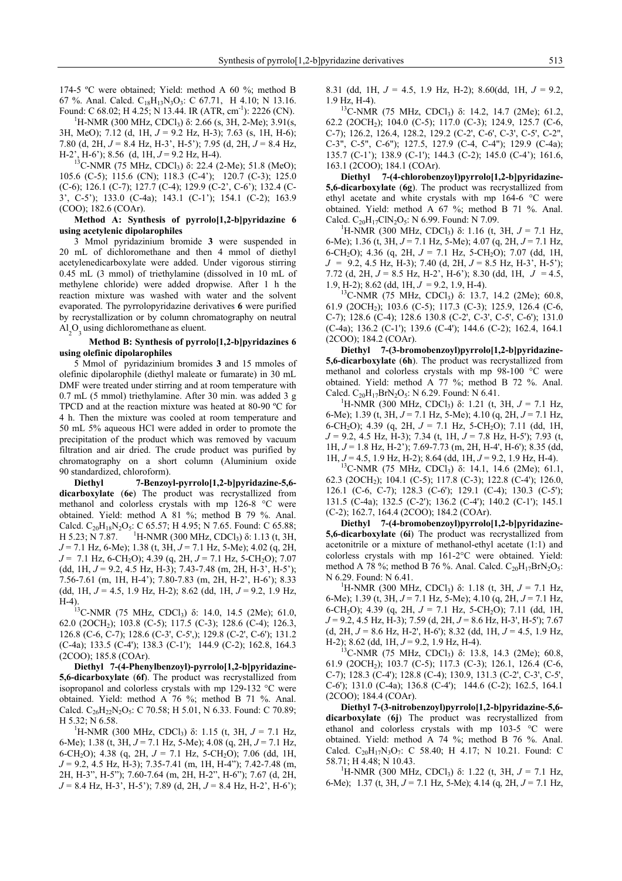174-5 ºC were obtained; Yield: method A 60 %; method B 67 %. Anal. Calcd. $C_{18}H_{13}N_3O_3$: C 67.71, H 4.10; N 13.16. Found: C 68.02; H 4.25; N 13.44. IR (ATR, $cm^{-1}$): 2226 (CN).

$^1$H-NMR (300 MHz, $CDCl_3$) δ: 2.66 (s, 3H, 2-Me); 3.91(s, 3H, MeO); 7.12 (d, 1H, $J$ = 9.2 Hz, H-3); 7.63 (s, 1H, H-6); 7.80 (d, 2H, $J$ = 8.4 Hz, H-3', H-5'); 7.95 (d, 2H, $J$ = 8.4 Hz, H-2', H-6'); 8.56 (d, 1H, $J$ = 9.2 Hz, H-4).

$^{13}$C-NMR (75 MHz, $CDCl_3$) δ: 22.4 (2-Me); 51.8 (MeO); 105.6 (C-5); 115.6 (CN); 118.3 (C-4'); 120.7 (C-3); 125.0 (C-6); 126.1 (C-7); 127.7 (C-4); 129.9 (C-2', C-6'); 132.4 (C-3', C-5'); 133.0 (C-4a); 143.1 (C-1'); 154.1 (C-2); 163.9 (COO); 182.6 (COAr).

**Method A: Synthesis of pyrrolo[1,2-b]pyridazine 6 using acetylenic dipolarophiles**

3 Mmol pyridazinium bromide **3** were suspended in 20 mL of dichloromethane and then 4 mmol of diethyl acetylenedicarboxylate were added. Under vigorous stirring 0.45 mL (3 mmol) of triethylamine (dissolved in 10 mL of methylene chloride) were added dropwise. After 1 h the reaction mixture was washed with water and the solvent evaporated. The pyrrolopyridazine derivatives **6** were purified by recrystallization or by column chromatography on neutral $Al_2O_3$ using dichloromethane as eluent.

**Method B: Synthesis of pyrrolo[1,2-b]pyridazines 6 using olefinic dipolarophiles**

5 Mmol of pyridazinium bromides **3** and 15 mmoles of olefinic dipolarophile (diethyl maleate or fumarate) in 30 mL DMF were treated under stirring and at room temperature with 0.7 mL (5 mmol) triethylamine. After 30 min. was added 3 g TPCD and at the reaction mixture was heated at 80-90 ºC for 4 h. Then the mixture was cooled at room temperature and 50 mL 5% aqueous HCl were added in order to promote the precipitation of the product which was removed by vacuum filtration and air dried. The crude product was purified by chromatography on a short column (Aluminium oxide 90 standardized, chloroform).

**Diethyl 7-Benzoyl-pyrrolo[1,2-b]pyridazine-5,6-dicarboxylate** (**6e**) The product was recrystallized from methanol and colorless crystals with mp 126-8 °C were obtained. Yield: method A 81 %; method B 79 %. Anal. Calcd. $C_{20}H_{18}N_2O_5$: C 65.57; H 4.95; N 7.65. Found: C 65.88; H 5.23; N 7.87. $^1$H-NMR (300 MHz, $CDCl_3$) δ: 1.13 (t, 3H, $J$ = 7.1 Hz, 6-Me); 1.38 (t, 3H, $J$ = 7.1 Hz, 5-Me); 4.02 (q, 2H, $J$ = 7.1 Hz, 6-$CH_2$O); 4.39 (q, 2H, $J$ = 7.1 Hz, 5-$CH_2$O); 7.07 (dd, 1H, $J$ = 9.2, 4.5 Hz, H-3); 7.43-7.48 (m, 2H, H-3', H-5'); 7.56-7.61 (m, 1H, H-4'); 7.80-7.83 (m, 2H, H-2', H-6'); 8.33 (dd, 1H, $J$ = 4.5, 1.9 Hz, H-2); 8.62 (dd, 1H, $J$ = 9.2, 1.9 Hz, H-4).

$^{13}$C-NMR (75 MHz, $CDCl_3$) δ: 14.0, 14.5 (2Me); 61.0, 62.0 (2$OCH_2$); 103.8 (C-5); 117.5 (C-3); 128.6 (C-4); 126.3, 126.8 (C-6, C-7); 128.6 (C-3', C-5',); 129.8 (C-2', C-6'); 131.2 (C-4a); 133.5 (C-4'); 138.3 (C-1'); 144.9 (C-2); 162.8, 164.3 (2COO); 185.8 (COAr).

**Diethyl 7-(4-Phenylbenzoyl)-pyrrolo[1,2-b]pyridazine-5,6-dicarboxylate** (**6f**). The product was recrystallized from isopropanol and colorless crystals with mp 129-132 °C were obtained. Yield: method A 76 %; method B 71 %. Anal. Calcd. $C_{26}H_{22}N_2O_5$: C 70.58; H 5.01, N 6.33. Found: C 70.89; H 5.32; N 6.58.

$^1$H-NMR (300 MHz, $CDCl_3$) δ: 1.15 (t, 3H, $J$ = 7.1 Hz, 6-Me); 1.38 (t, 3H, $J$ = 7.1 Hz, 5-Me); 4.08 (q, 2H, $J$ = 7.1 Hz, 6-$CH_2$O); 4.38 (q, 2H, $J$ = 7.1 Hz, 5-$CH_2$O); 7.06 (dd, 1H, $J$ = 9.2, 4.5 Hz, H-3); 7.35-7.41 (m, 1H, H-4''); 7.42-7.48 (m, 2H, H-3'', H-5''); 7.60-7.64 (m, 2H, H-2'', H-6''); 7.67 (d, 2H, $J$ = 8.4 Hz, H-3', H-5'); 7.89 (d, 2H, $J$ = 8.4 Hz, H-2', H-6'); 8.31 (dd, 1H, $J$ = 4.5, 1.9 Hz, H-2); 8.60(dd, 1H, $J$ = 9.2, 1.9 Hz, H-4).

$^{13}$C-NMR (75 MHz, $CDCl_3$) δ: 14.2, 14.7 (2Me); 61.2, 62.2 (2$OCH_2$); 104.0 (C-5); 117.0 (C-3); 124.9, 125.7 (C-6, C-7); 126.2, 126.4, 128.2, 129.2 (C-2', C-6', C-3', C-5', C-2'', C-3'', C-5'', C-6''); 127.5, 127.9 (C-4, C-4''); 129.9 (C-4a); 135.7 (C-1'); 138.9 (C-1'); 144.3 (C-2); 145.0 (C-4'); 161.6, 163.1 (2COO); 184.1 (COAr).

**Diethyl 7-(4-chlorobenzoyl)pyrrolo[1,2-b]pyridazine-5,6-dicarboxylate** (**6g**). The product was recrystallized from ethyl acetate and white crystals with mp 164-6 °C were obtained. Yield: method A 67 %; method B 71 %. Anal. Calcd. $C_{20}H_{17}ClN_2O_5$: N 6.99. Found: N 7.09.

$^1$H-NMR (300 MHz, $CDCl_3$) δ: 1.16 (t, 3H, $J$ = 7.1 Hz, 6-Me); 1.36 (t, 3H, $J$ = 7.1 Hz, 5-Me); 4.07 (q, 2H, $J$ = 7.1 Hz, 6-$CH_2$O); 4.36 (q, 2H, $J$ = 7.1 Hz, 5-$CH_2$O); 7.07 (dd, 1H, $J$ = 9.2, 4.5 Hz, H-3); 7.40 (d, 2H, $J$ = 8.5 Hz, H-3', H-5'); 7.72 (d, 2H, $J$ = 8.5 Hz, H-2', H-6'); 8.30 (dd, 1H, $J$ = 4.5, 1.9 Hz, H-2); 8.62 (dd, 1H, $J$ = 9.2, 1.9, H-4).

$^{13}$C-NMR (75 MHz, $CDCl_3$) δ: 13.7, 14.2 (2Me); 60.8, 61.9 (2$OCH_2$); 103.6 (C-5); 117.3 (C-3); 125.9, 126.4 (C-6, C-7); 128.6 (C-4); 128.6 130.8 (C-2', C-3', C-5', C-6'); 131.0 (C-4a); 136.2 (C-1'); 139.6 (C-4'); 144.6 (C-2); 162.4, 164.1 (2COO); 184.2 (COAr).

**Diethyl 7-(3-bromobenzoyl)pyrrolo[1,2-b]pyridazine-5,6-dicarboxylate** (**6h**). The product was recrystallized from methanol and colorless crystals with mp 98-100 °C were obtained. Yield: method A 77 %; method B 72 %. Anal. Calcd. $C_{20}H_{17}BrN_2O_5$: N 6.29. Found: N 6.41.

$^1$H-NMR (300 MHz, $CDCl_3$) δ: 1.21 (t, 3H, $J$ = 7.1 Hz, 6-Me); 1.39 (t, 3H, $J$ = 7.1 Hz, 5-Me); 4.10 (q, 2H, $J$ = 7.1 Hz, 6-$CH_2$O); 4.39 (q, 2H, $J$ = 7.1 Hz, 5-$CH_2$O); 7.11 (dd, 1H, $J$ = 9.2, 4.5 Hz, H-3); 7.34 (t, 1H, $J$ = 7.8 Hz, H-5'); 7.93 (t, 1H, $J$ = 1.8 Hz, H-2'); 7.69-7.73 (m, 2H, H-4', H-6'); 8.35 (dd, 1H, $J$ = 4.5, 1.9 Hz, H-2); 8.64 (dd, 1H, $J$ = 9.2, 1.9 Hz, H-4).

$^{13}$C-NMR (75 MHz, $CDCl_3$) δ: 14.1, 14.6 (2Me); 61.1, 62.3 (2$OCH_2$); 104.1 (C-5); 117.8 (C-3); 122.8 (C-4'); 126.0, 126.1 (C-6, C-7); 128.3 (C-6'); 129.1 (C-4); 130.3 (C-5'); 131.5 (C-4a); 132.5 (C-2'); 136.2 (C-4'); 140.2 (C-1'); 145.1 (C-2); 162.7, 164.4 (2COO); 184.2 (COAr).

**Diethyl 7-(4-bromobenzoyl)pyrrolo[1,2-b]pyridazine-5,6-dicarboxylate** (**6i**) The product was recrystallized from acetonitrile or a mixture of methanol-ethyl acetate (1:1) and colorless crystals with mp 161-2°C were obtained. Yield: method A 78 %; method B 76 %. Anal. Calcd. $C_{20}H_{17}BrN_2O_5$: N 6.29. Found: N 6.41.

$^1$H-NMR (300 MHz, $CDCl_3$) δ: 1.18 (t, 3H, $J$ = 7.1 Hz, 6-Me); 1.39 (t, 3H, $J$ = 7.1 Hz, 5-Me); 4.10 (q, 2H, $J$ = 7.1 Hz, 6-$CH_2$O); 4.39 (q, 2H, $J$ = 7.1 Hz, 5-$CH_2$O); 7.11 (dd, 1H, $J$ = 9.2, 4.5 Hz, H-3); 7.59 (d, 2H, $J$ = 8.6 Hz, H-3', H-5'); 7.67 (d, 2H, $J$ = 8.6 Hz, H-2', H-6'); 8.32 (dd, 1H, $J$ = 4.5, 1.9 Hz, H-2); 8.62 (dd, 1H, $J$ = 9.2, 1.9 Hz, H-4).

$^{13}$C-NMR (75 MHz, $CDCl_3$) δ: 13.8, 14.3 (2Me); 60.8, 61.9 (2$OCH_2$); 103.7 (C-5); 117.3 (C-3); 126.1, 126.4 (C-6, C-7); 128.3 (C-4'); 128.8 (C-4); 130.9, 131.3 (C-2', C-3', C-5', C-6'); 131.0 (C-4a); 136.8 (C-4'); 144.6 (C-2); 162.5, 164.1 (2COO); 184.4 (COAr).

**Diethyl 7-(3-nitrobenzoyl)pyrrolo[1,2-b]pyridazine-5,6-dicarboxylate** (**6j**) The product was recrystallized from ethanol and colorless crystals with mp 103-5 °C were obtained. Yield: method A 74 %; method B 76 %. Anal. Calcd. $C_{20}H_{17}N_3O_7$: C 58.40; H 4.17; N 10.21. Found: C 58.71; H 4.48; N 10.43.

$^1$H-NMR (300 MHz, $CDCl_3$) δ: 1.22 (t, 3H, $J$ = 7.1 Hz, 6-Me); 1.37 (t, 3H, $J$ = 7.1 Hz, 5-Me); 4.14 (q, 2H, $J$ = 7.1 Hz,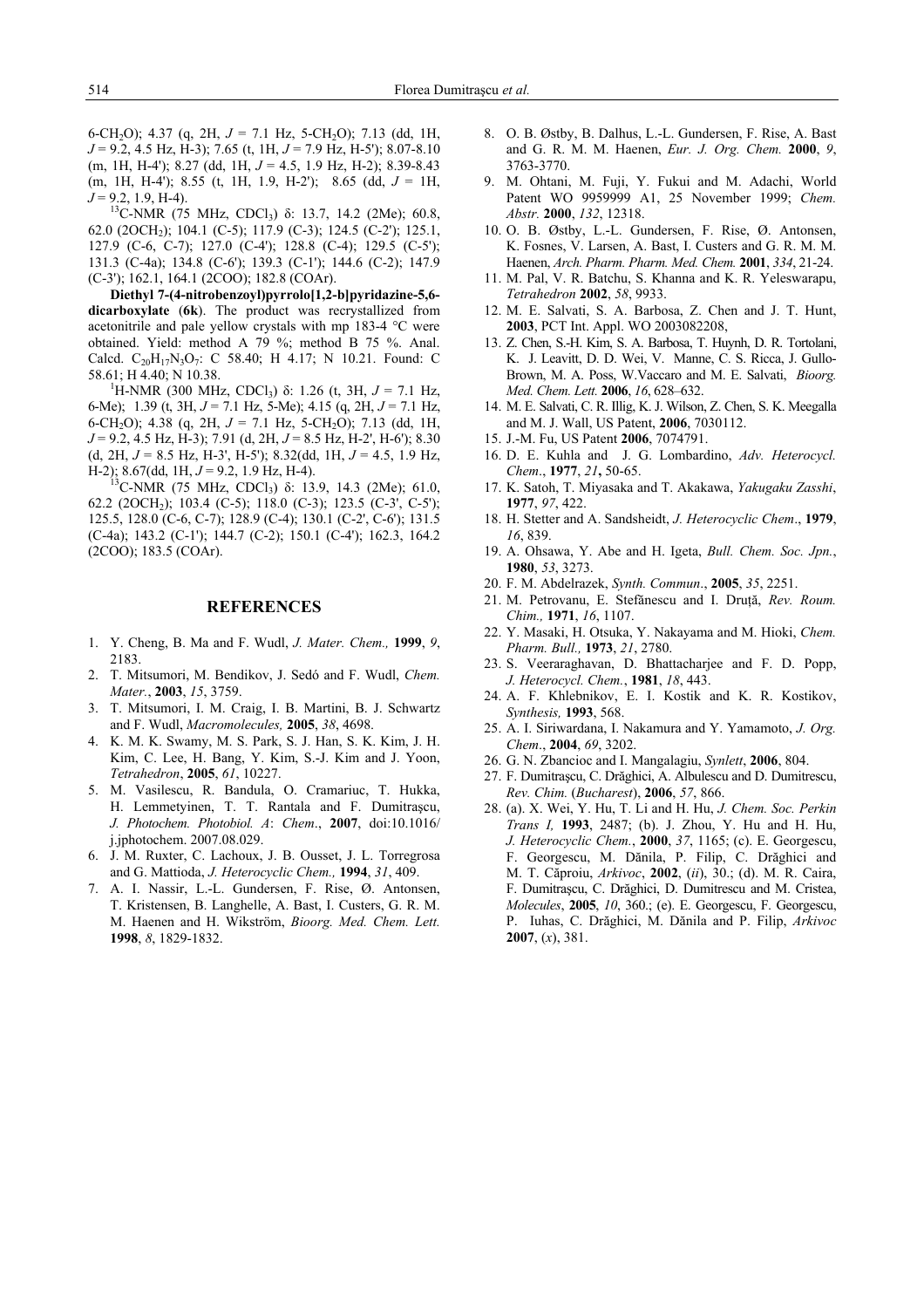6-$CH_2O$); 4.37 (q, 2H, $J$ = 7.1 Hz, 5-$CH_2O$); 7.13 (dd, 1H, $J$ = 9.2, 4.5 Hz, H-3); 7.65 (t, 1H, $J$ = 7.9 Hz, H-5'); 8.07-8.10 (m, 1H, H-4'); 8.27 (dd, 1H, $J$ = 4.5, 1.9 Hz, H-2); 8.39-8.43 (m, 1H, H-4'); 8.55 (t, 1H, 1.9, H-2'); 8.65 (dd, $J$ = 1H, $J$ = 9.2, 1.9, H-4).

$^{13}$C-NMR (75 MHz, $CDCl_3$) δ: 13.7, 14.2 (2Me); 60.8, 62.0 (2$OCH_2$); 104.1 (C-5); 117.9 (C-3); 124.5 (C-2'); 125.1, 127.9 (C-6, C-7); 127.0 (C-4'); 128.8 (C-4); 129.5 (C-5'); 131.3 (C-4a); 134.8 (C-6'); 139.3 (C-1'); 144.6 (C-2); 147.9 (C-3'); 162.1, 164.1 (2COO); 182.8 (COAr).

**Diethyl 7-(4-nitrobenzoyl)pyrrolo[1,2-b]pyridazine-5,6-dicarboxylate** (**6k**). The product was recrystallized from acetonitrile and pale yellow crystals with mp 183-4 °C were obtained. Yield: method A 79 %; method B 75 %. Anal. Calcd. $C_{20}H_{17}N_3O_7$: C 58.40; H 4.17; N 10.21. Found: C 58.61; H 4.40; N 10.38.

$^1$H-NMR (300 MHz, $CDCl_3$) δ: 1.26 (t, 3H, $J$ = 7.1 Hz, 6-Me); 1.39 (t, 3H, $J$ = 7.1 Hz, 5-Me); 4.15 (q, 2H, $J$ = 7.1 Hz, 6-$CH_2O$); 4.38 (q, 2H, $J$ = 7.1 Hz, 5-$CH_2O$); 7.13 (dd, 1H, $J$ = 9.2, 4.5 Hz, H-3); 7.91 (d, 2H, $J$ = 8.5 Hz, H-2', H-6'); 8.30 (d, 2H, $J$ = 8.5 Hz, H-3', H-5'); 8.32(dd, 1H, $J$ = 4.5, 1.9 Hz, H-2); 8.67(dd, 1H, $J$ = 9.2, 1.9 Hz, H-4).

$^{13}$C-NMR (75 MHz, $CDCl_3$) δ: 13.9, 14.3 (2Me); 61.0, 62.2 (2$OCH_2$); 103.4 (C-5); 118.0 (C-3); 123.5 (C-3', C-5'); 125.5, 128.0 (C-6, C-7); 128.9 (C-4); 130.1 (C-2', C-6'); 131.5 (C-4a); 143.2 (C-1'); 144.7 (C-2); 150.1 (C-4'); 162.3, 164.2 (2COO); 183.5 (COAr).

## REFERENCES

1. Y. Cheng, B. Ma and F. Wudl, *J. Mater. Chem.,* **1999**, *9*, 2183.
2. T. Mitsumori, M. Bendikov, J. Sedó and F. Wudl, *Chem. Mater.*, **2003**, *15*, 3759.
3. T. Mitsumori, I. M. Craig, I. B. Martini, B. J. Schwartz and F. Wudl, *Macromolecules,* **2005**, *38*, 4698.
4. K. M. K. Swamy, M. S. Park, S. J. Han, S. K. Kim, J. H. Kim, C. Lee, H. Bang, Y. Kim, S.-J. Kim and J. Yoon, *Tetrahedron*, **2005**, *61*, 10227.
5. M. Vasilescu, R. Bandula, O. Cramariuc, T. Hukka, H. Lemmetyinen, T. T. Rantala and F. Dumitraşcu, *J. Photochem. Photobiol. A*: *Chem*., **2007**, doi:10.1016/ j.jphotochem. 2007.08.029.
6. J. M. Ruxter, C. Lachoux, J. B. Ousset, J. L. Torregrosa and G. Mattioda, *J. Heterocyclic Chem.,* **1994**, *31*, 409.
7. A. I. Nassir, L.-L. Gundersen, F. Rise, Ø. Antonsen, T. Kristensen, B. Langhelle, A. Bast, I. Custers, G. R. M. M. Haenen and H. Wikström, *Bioorg. Med. Chem. Lett.* **1998**, *8*, 1829-1832.
8. O. B. Østby, B. Dalhus, L.-L. Gundersen, F. Rise, A. Bast and G. R. M. M. Haenen, *Eur. J. Org. Chem.* **2000**, *9*, 3763-3770.
9. M. Ohtani, M. Fuji, Y. Fukui and M. Adachi, World Patent WO 9959999 A1, 25 November 1999; *Chem. Abstr.* **2000**, *132*, 12318.
10. O. B. Østby, L.-L. Gundersen, F. Rise, Ø. Antonsen, K. Fosnes, V. Larsen, A. Bast, I. Custers and G. R. M. M. Haenen, *Arch. Pharm. Pharm. Med. Chem.* **2001**, *334*, 21-24.
11. M. Pal, V. R. Batchu, S. Khanna and K. R. Yeleswarapu, *Tetrahedron* **2002**, *58*, 9933.
12. M. E. Salvati, S. A. Barbosa, Z. Chen and J. T. Hunt, **2003**, PCT Int. Appl. WO 2003082208,
13. Z. Chen, S.-H. Kim, S. A. Barbosa, T. Huynh, D. R. Tortolani, K. J. Leavitt, D. D. Wei, V. Manne, C. S. Ricca, J. Gullo-Brown, M. A. Poss, W.Vaccaro and M. E. Salvati, *Bioorg. Med. Chem. Lett.* **2006**, *16*, 628–632.
14. M. E. Salvati, C. R. Illig, K. J. Wilson, Z. Chen, S. K. Meegalla and M. J. Wall, US Patent, **2006**, 7030112.
15. J.-M. Fu, US Patent **2006**, 7074791.
16. D. E. Kuhla and J. G. Lombardino, *Adv. Heterocycl. Chem*., **1977**, *21*, 50-65.
17. K. Satoh, T. Miyasaka and T. Akakawa, *Yakugaku Zasshi*, **1977**, *97*, 422.
18. H. Stetter and A. Sandsheidt, *J. Heterocyclic Chem*., **1979**, *16*, 839.
19. A. Ohsawa, Y. Abe and H. Igeta, *Bull. Chem. Soc. Jpn.*, **1980**, *53*, 3273.
20. F. M. Abdelrazek, *Synth. Commun*., **2005**, *35*, 2251.
21. M. Petrovanu, E. Stefănescu and I. Druţă, *Rev. Roum. Chim.,* **1971**, *16*, 1107.
22. Y. Masaki, H. Otsuka, Y. Nakayama and M. Hioki, *Chem. Pharm. Bull.,* **1973**, *21*, 2780.
23. S. Veeraraghavan, D. Bhattacharjee and F. D. Popp, *J. Heterocycl. Chem.*, **1981**, *18*, 443.
24. A. F. Khlebnikov, E. I. Kostik and K. R. Kostikov, *Synthesis,* **1993**, 568.
25. A. I. Siriwardana, I. Nakamura and Y. Yamamoto, *J. Org. Chem*., **2004**, *69*, 3202.
26. G. N. Zbancioc and I. Mangalagiu, *Synlett*, **2006**, 804.
27. F. Dumitraşcu, C. Drăghici, A. Albulescu and D. Dumitrescu, *Rev. Chim.* (*Bucharest*), **2006**, *57*, 866.
28. (a). X. Wei, Y. Hu, T. Li and H. Hu, *J. Chem. Soc. Perkin Trans I,* **1993**, 2487; (b). J. Zhou, Y. Hu and H. Hu, *J. Heterocyclic Chem.*, **2000**, *37*, 1165; (c). E. Georgescu, F. Georgescu, M. Dănila, P. Filip, C. Drăghici and M. T. Căproiu, *Arkivoc*, **2002**, (*ii*), 30.; (d). M. R. Caira, F. Dumitraşcu, C. Drăghici, D. Dumitrescu and M. Cristea, *Molecules*, **2005**, *10*, 360.; (e). E. Georgescu, F. Georgescu, P. Iuhas, C. Drăghici, M. Dănila and P. Filip, *Arkivoc* **2007**, (*x*), 381.